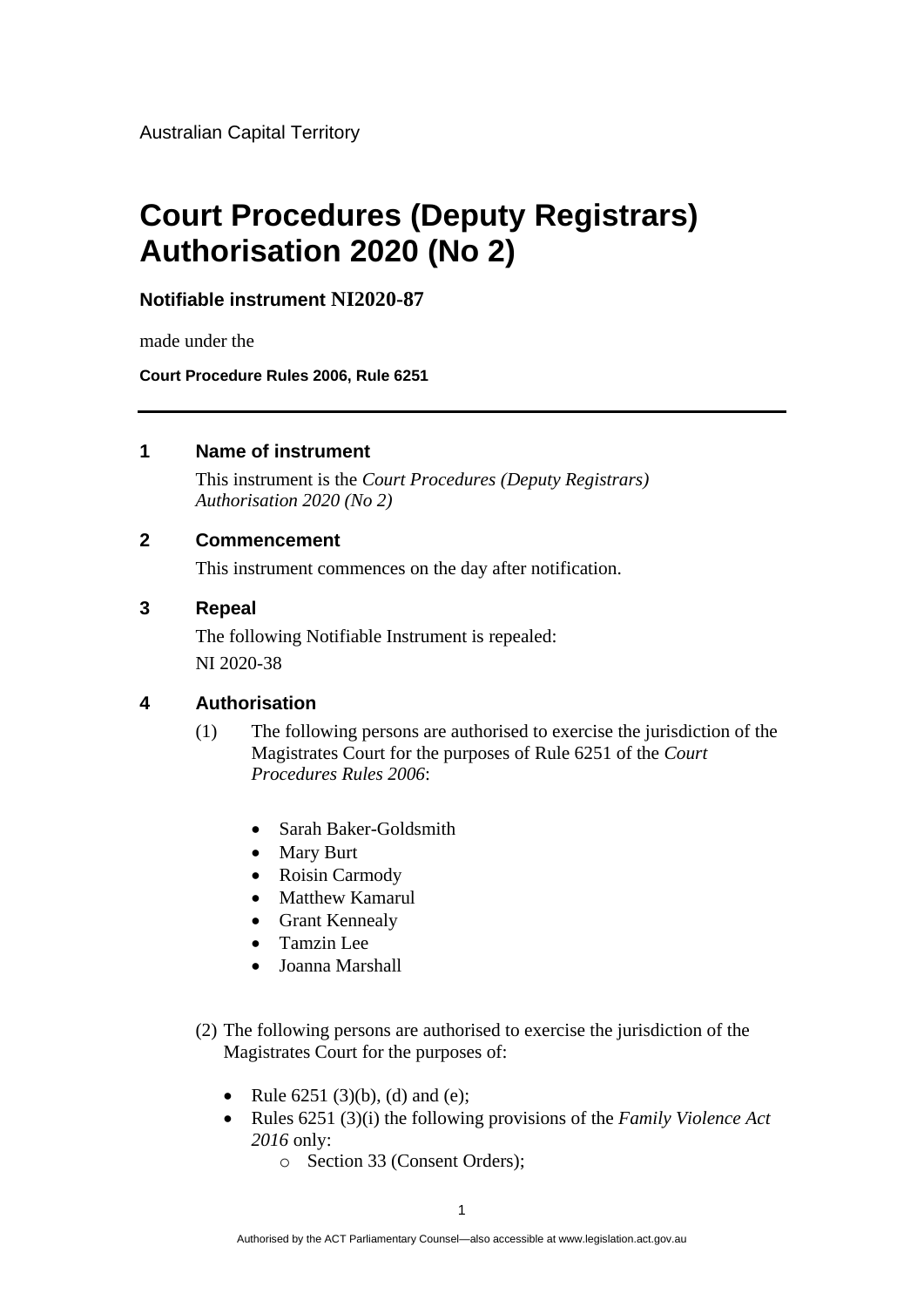Australian Capital Territory

# Court Procedures (Deputy Registrars) Authorisation 2020 (No 2)

**Notifiable instrument NI2020-87**

made under the

**Court Procedure Rules 2006, Rule 6251**

---

## 1 Name of instrument

This instrument is the *Court Procedures (Deputy Registrars) Authorisation 2020 (No 2)*

## 2 Commencement

This instrument commences on the day after notification.

## 3 Repeal

The following Notifiable Instrument is repealed:

NI 2020-38

## 4 Authorisation

(1) The following persons are authorised to exercise the jurisdiction of the Magistrates Court for the purposes of Rule 6251 of the *Court Procedures Rules 2006*:

- Sarah Baker-Goldsmith
- Mary Burt
- Roisin Carmody
- Matthew Kamarul
- Grant Kennealy
- Tamzin Lee
- Joanna Marshall

(2) The following persons are authorised to exercise the jurisdiction of the Magistrates Court for the purposes of:

- Rule 6251 (3)(b), (d) and (e);
- Rules 6251 (3)(i) the following provisions of the *Family Violence Act 2016* only:
  - Section 33 (Consent Orders);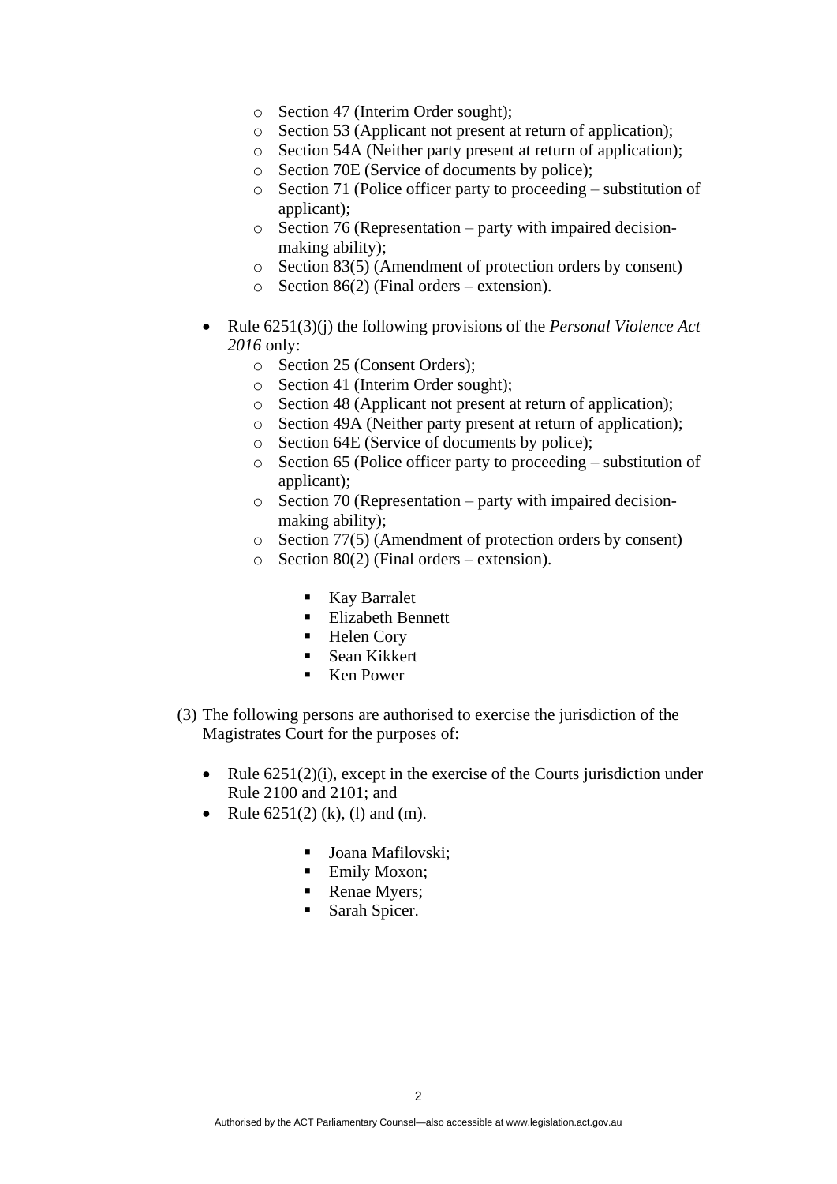- Section 47 (Interim Order sought);
  - Section 53 (Applicant not present at return of application);
  - Section 54A (Neither party present at return of application);
  - Section 70E (Service of documents by police);
  - Section 71 (Police officer party to proceeding – substitution of applicant);
  - Section 76 (Representation – party with impaired decision-making ability);
  - Section 83(5) (Amendment of protection orders by consent)
  - Section 86(2) (Final orders – extension).

- Rule 6251(3)(j) the following provisions of the *Personal Violence Act 2016* only:
  - Section 25 (Consent Orders);
  - Section 41 (Interim Order sought);
  - Section 48 (Applicant not present at return of application);
  - Section 49A (Neither party present at return of application);
  - Section 64E (Service of documents by police);
  - Section 65 (Police officer party to proceeding – substitution of applicant);
  - Section 70 (Representation – party with impaired decision-making ability);
  - Section 77(5) (Amendment of protection orders by consent)
  - Section 80(2) (Final orders – extension).

    - Kay Barralet
    - Elizabeth Bennett
    - Helen Cory
    - Sean Kikkert
    - Ken Power

(3) The following persons are authorised to exercise the jurisdiction of the Magistrates Court for the purposes of:

- Rule 6251(2)(i), except in the exercise of the Courts jurisdiction under Rule 2100 and 2101; and
- Rule 6251(2) (k), (l) and (m).

    - Joana Mafilovski;
    - Emily Moxon;
    - Renae Myers;
    - Sarah Spicer.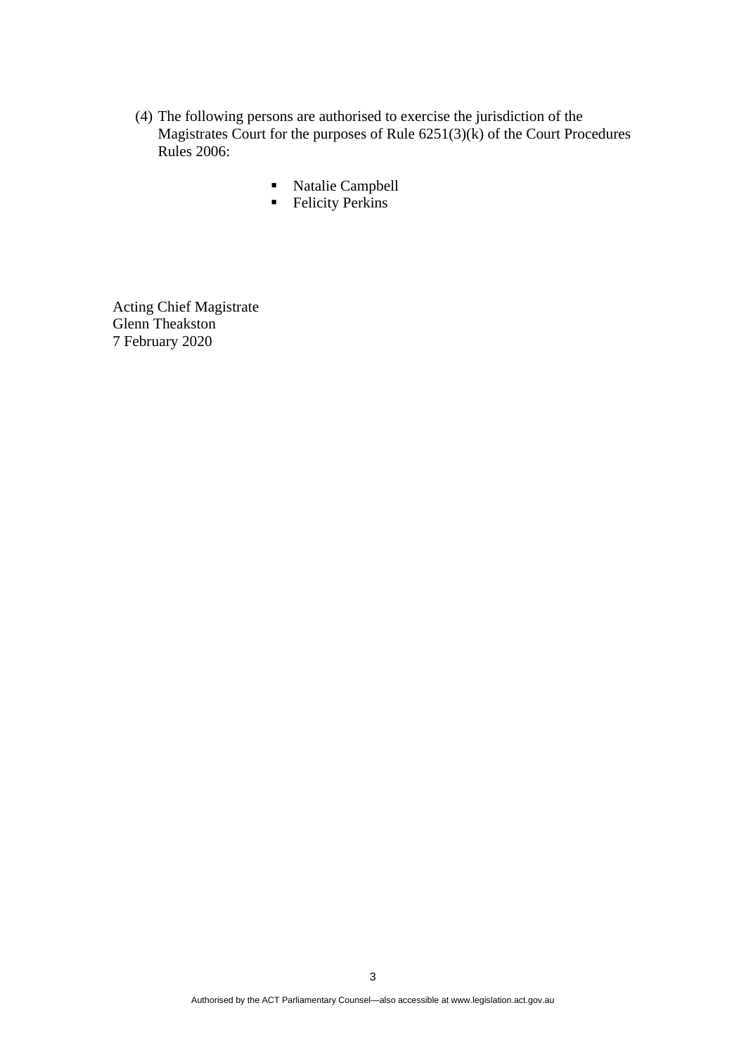(4) The following persons are authorised to exercise the jurisdiction of the Magistrates Court for the purposes of Rule 6251(3)(k) of the Court Procedures Rules 2006:

- Natalie Campbell
- Felicity Perkins

Acting Chief Magistrate
Glenn Theakston
7 February 2020